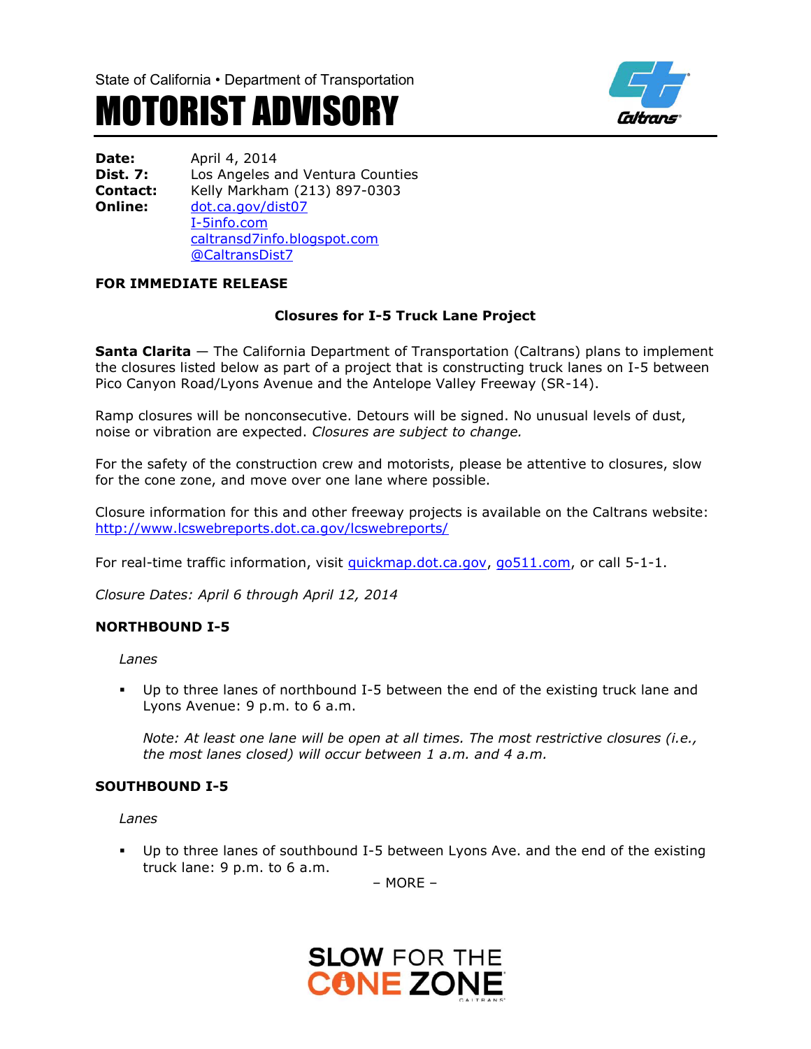State of California • Department of Transportation

# MOTORIST ADVISORY

**Date:** April 4, 2014
**Dist. 7:** Los Angeles and Ventura Counties
**Contact:** Kelly Markham (213) 897-0303
**Online:** dot.ca.gov/dist07
I-5info.com
caltransd7info.blogspot.com
@CaltransDist7

**FOR IMMEDIATE RELEASE**

**Closures for I-5 Truck Lane Project**

**Santa Clarita** — The California Department of Transportation (Caltrans) plans to implement the closures listed below as part of a project that is constructing truck lanes on I-5 between Pico Canyon Road/Lyons Avenue and the Antelope Valley Freeway (SR-14).

Ramp closures will be nonconsecutive. Detours will be signed. No unusual levels of dust, noise or vibration are expected. *Closures are subject to change.*

For the safety of the construction crew and motorists, please be attentive to closures, slow for the cone zone, and move over one lane where possible.

Closure information for this and other freeway projects is available on the Caltrans website: http://www.lcswebreports.dot.ca.gov/lcswebreports/

For real-time traffic information, visit quickmap.dot.ca.gov, go511.com, or call 5-1-1.

*Closure Dates: April 6 through April 12, 2014*

**NORTHBOUND I-5**

*Lanes*

- Up to three lanes of northbound I-5 between the end of the existing truck lane and Lyons Avenue: 9 p.m. to 6 a.m.

  *Note: At least one lane will be open at all times. The most restrictive closures (i.e., the most lanes closed) will occur between 1 a.m. and 4 a.m.*

**SOUTHBOUND I-5**

*Lanes*

- Up to three lanes of southbound I-5 between Lyons Ave. and the end of the existing truck lane: 9 p.m. to 6 a.m.

– MORE –

SLOW FOR THE CONE ZONE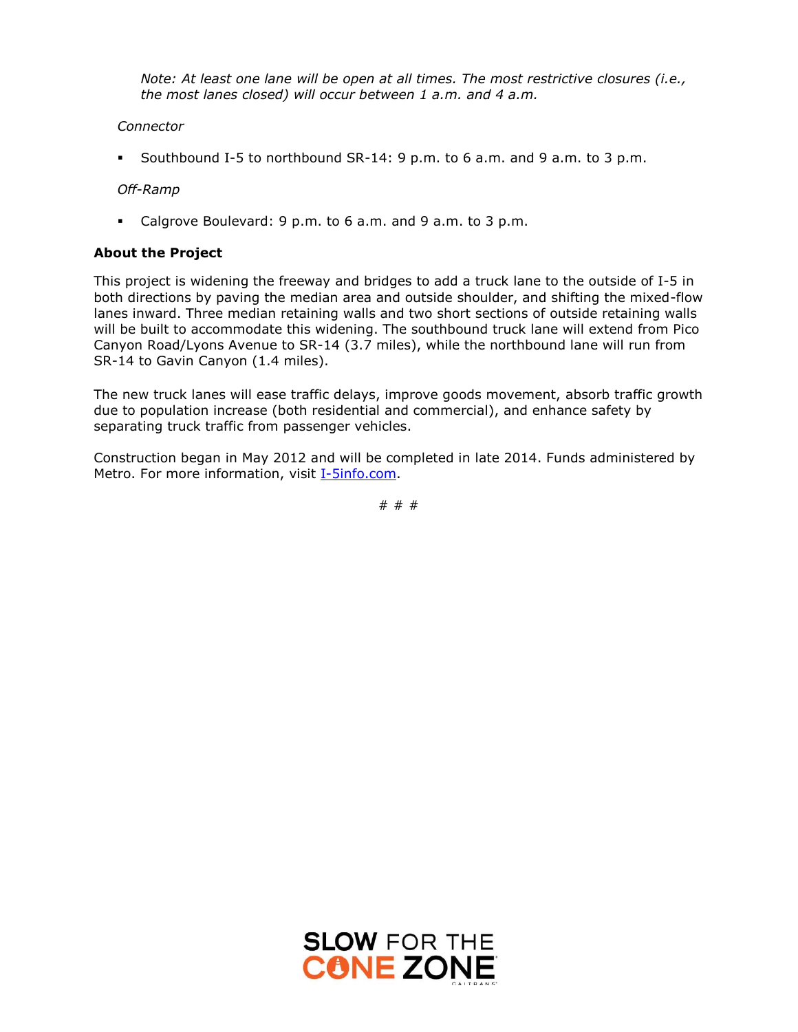*Note: At least one lane will be open at all times. The most restrictive closures (i.e., the most lanes closed) will occur between 1 a.m. and 4 a.m.*

*Connector*

- Southbound I-5 to northbound SR-14: 9 p.m. to 6 a.m. and 9 a.m. to 3 p.m.

*Off-Ramp*

- Calgrove Boulevard: 9 p.m. to 6 a.m. and 9 a.m. to 3 p.m.

**About the Project**

This project is widening the freeway and bridges to add a truck lane to the outside of I-5 in both directions by paving the median area and outside shoulder, and shifting the mixed-flow lanes inward. Three median retaining walls and two short sections of outside retaining walls will be built to accommodate this widening. The southbound truck lane will extend from Pico Canyon Road/Lyons Avenue to SR-14 (3.7 miles), while the northbound lane will run from SR-14 to Gavin Canyon (1.4 miles).

The new truck lanes will ease traffic delays, improve goods movement, absorb traffic growth due to population increase (both residential and commercial), and enhance safety by separating truck traffic from passenger vehicles.

Construction began in May 2012 and will be completed in late 2014. Funds administered by Metro. For more information, visit [I-5info.com](http://I-5info.com).

# # #

SLOW FOR THE CONE ZONE
CALTRANS